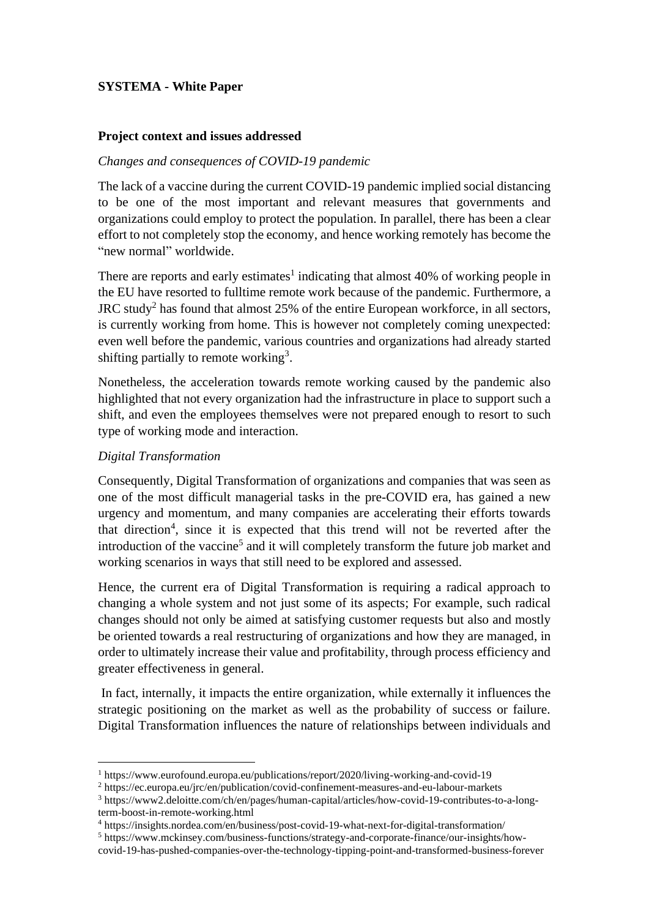**SYSTEMA - White Paper**

**Project context and issues addressed**

*Changes and consequences of COVID-19 pandemic*

The lack of a vaccine during the current COVID-19 pandemic implied social distancing to be one of the most important and relevant measures that governments and organizations could employ to protect the population. In parallel, there has been a clear effort to not completely stop the economy, and hence working remotely has become the "new normal" worldwide.

There are reports and early estimates[1] indicating that almost 40% of working people in the EU have resorted to fulltime remote work because of the pandemic. Furthermore, a JRC study[2] has found that almost 25% of the entire European workforce, in all sectors, is currently working from home. This is however not completely coming unexpected: even well before the pandemic, various countries and organizations had already started shifting partially to remote working[3].

Nonetheless, the acceleration towards remote working caused by the pandemic also highlighted that not every organization had the infrastructure in place to support such a shift, and even the employees themselves were not prepared enough to resort to such type of working mode and interaction.

*Digital Transformation*

Consequently, Digital Transformation of organizations and companies that was seen as one of the most difficult managerial tasks in the pre-COVID era, has gained a new urgency and momentum, and many companies are accelerating their efforts towards that direction[4], since it is expected that this trend will not be reverted after the introduction of the vaccine[5] and it will completely transform the future job market and working scenarios in ways that still need to be explored and assessed.

Hence, the current era of Digital Transformation is requiring a radical approach to changing a whole system and not just some of its aspects; For example, such radical changes should not only be aimed at satisfying customer requests but also and mostly be oriented towards a real restructuring of organizations and how they are managed, in order to ultimately increase their value and profitability, through process efficiency and greater effectiveness in general.

In fact, internally, it impacts the entire organization, while externally it influences the strategic positioning on the market as well as the probability of success or failure. Digital Transformation influences the nature of relationships between individuals and

---

[1] https://www.eurofound.europa.eu/publications/report/2020/living-working-and-covid-19

[2] https://ec.europa.eu/jrc/en/publication/covid-confinement-measures-and-eu-labour-markets

[3] https://www2.deloitte.com/ch/en/pages/human-capital/articles/how-covid-19-contributes-to-a-long-term-boost-in-remote-working.html

[4] https://insights.nordea.com/en/business/post-covid-19-what-next-for-digital-transformation/

[5] https://www.mckinsey.com/business-functions/strategy-and-corporate-finance/our-insights/how-covid-19-has-pushed-companies-over-the-technology-tipping-point-and-transformed-business-forever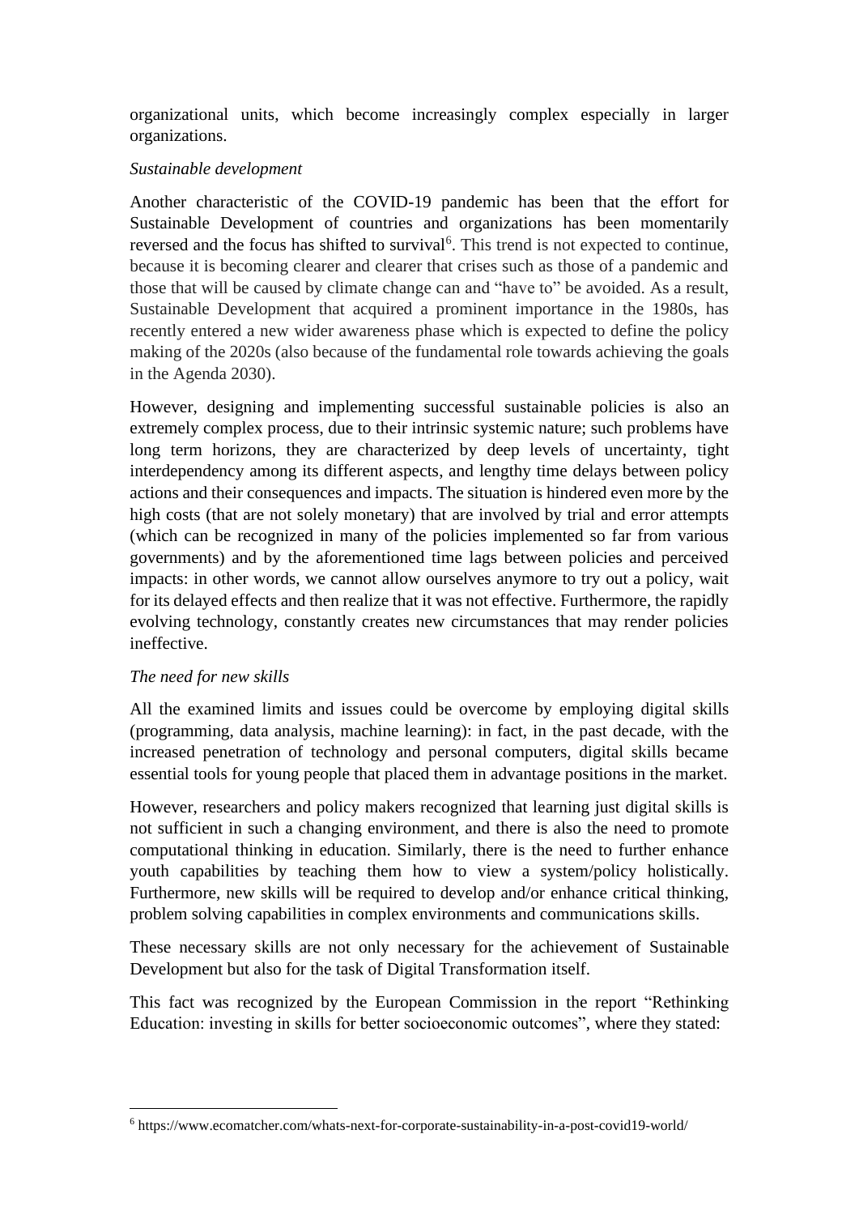organizational units, which become increasingly complex especially in larger organizations.

*Sustainable development*

Another characteristic of the COVID-19 pandemic has been that the effort for Sustainable Development of countries and organizations has been momentarily reversed and the focus has shifted to survival[6]. This trend is not expected to continue, because it is becoming clearer and clearer that crises such as those of a pandemic and those that will be caused by climate change can and "have to" be avoided. As a result, Sustainable Development that acquired a prominent importance in the 1980s, has recently entered a new wider awareness phase which is expected to define the policy making of the 2020s (also because of the fundamental role towards achieving the goals in the Agenda 2030).

However, designing and implementing successful sustainable policies is also an extremely complex process, due to their intrinsic systemic nature; such problems have long term horizons, they are characterized by deep levels of uncertainty, tight interdependency among its different aspects, and lengthy time delays between policy actions and their consequences and impacts. The situation is hindered even more by the high costs (that are not solely monetary) that are involved by trial and error attempts (which can be recognized in many of the policies implemented so far from various governments) and by the aforementioned time lags between policies and perceived impacts: in other words, we cannot allow ourselves anymore to try out a policy, wait for its delayed effects and then realize that it was not effective. Furthermore, the rapidly evolving technology, constantly creates new circumstances that may render policies ineffective.

*The need for new skills*

All the examined limits and issues could be overcome by employing digital skills (programming, data analysis, machine learning): in fact, in the past decade, with the increased penetration of technology and personal computers, digital skills became essential tools for young people that placed them in advantage positions in the market.

However, researchers and policy makers recognized that learning just digital skills is not sufficient in such a changing environment, and there is also the need to promote computational thinking in education. Similarly, there is the need to further enhance youth capabilities by teaching them how to view a system/policy holistically. Furthermore, new skills will be required to develop and/or enhance critical thinking, problem solving capabilities in complex environments and communications skills.

These necessary skills are not only necessary for the achievement of Sustainable Development but also for the task of Digital Transformation itself.

This fact was recognized by the European Commission in the report "Rethinking Education: investing in skills for better socioeconomic outcomes", where they stated:

[6] https://www.ecomatcher.com/whats-next-for-corporate-sustainability-in-a-post-covid19-world/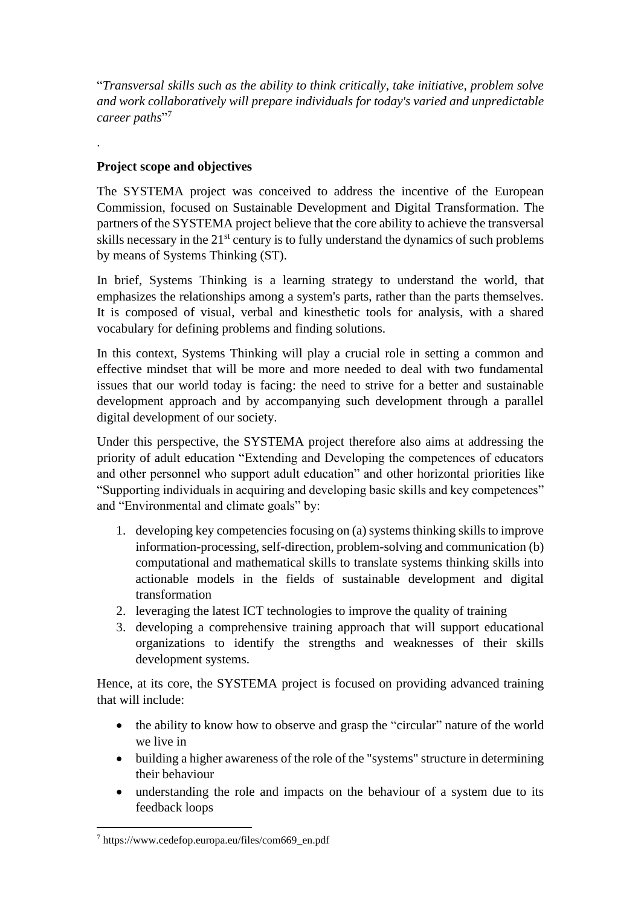"*Transversal skills such as the ability to think critically, take initiative, problem solve and work collaboratively will prepare individuals for today's varied and unpredictable career paths*"[7]

.

**Project scope and objectives**

The SYSTEMA project was conceived to address the incentive of the European Commission, focused on Sustainable Development and Digital Transformation. The partners of the SYSTEMA project believe that the core ability to achieve the transversal skills necessary in the 21st century is to fully understand the dynamics of such problems by means of Systems Thinking (ST).

In brief, Systems Thinking is a learning strategy to understand the world, that emphasizes the relationships among a system's parts, rather than the parts themselves. It is composed of visual, verbal and kinesthetic tools for analysis, with a shared vocabulary for defining problems and finding solutions.

In this context, Systems Thinking will play a crucial role in setting a common and effective mindset that will be more and more needed to deal with two fundamental issues that our world today is facing: the need to strive for a better and sustainable development approach and by accompanying such development through a parallel digital development of our society.

Under this perspective, the SYSTEMA project therefore also aims at addressing the priority of adult education "Extending and Developing the competences of educators and other personnel who support adult education" and other horizontal priorities like "Supporting individuals in acquiring and developing basic skills and key competences" and "Environmental and climate goals" by:

1. developing key competencies focusing on (a) systems thinking skills to improve information-processing, self-direction, problem-solving and communication (b) computational and mathematical skills to translate systems thinking skills into actionable models in the fields of sustainable development and digital transformation
2. leveraging the latest ICT technologies to improve the quality of training
3. developing a comprehensive training approach that will support educational organizations to identify the strengths and weaknesses of their skills development systems.

Hence, at its core, the SYSTEMA project is focused on providing advanced training that will include:

- the ability to know how to observe and grasp the "circular" nature of the world we live in
- building a higher awareness of the role of the "systems" structure in determining their behaviour
- understanding the role and impacts on the behaviour of a system due to its feedback loops

[7] https://www.cedefop.europa.eu/files/com669_en.pdf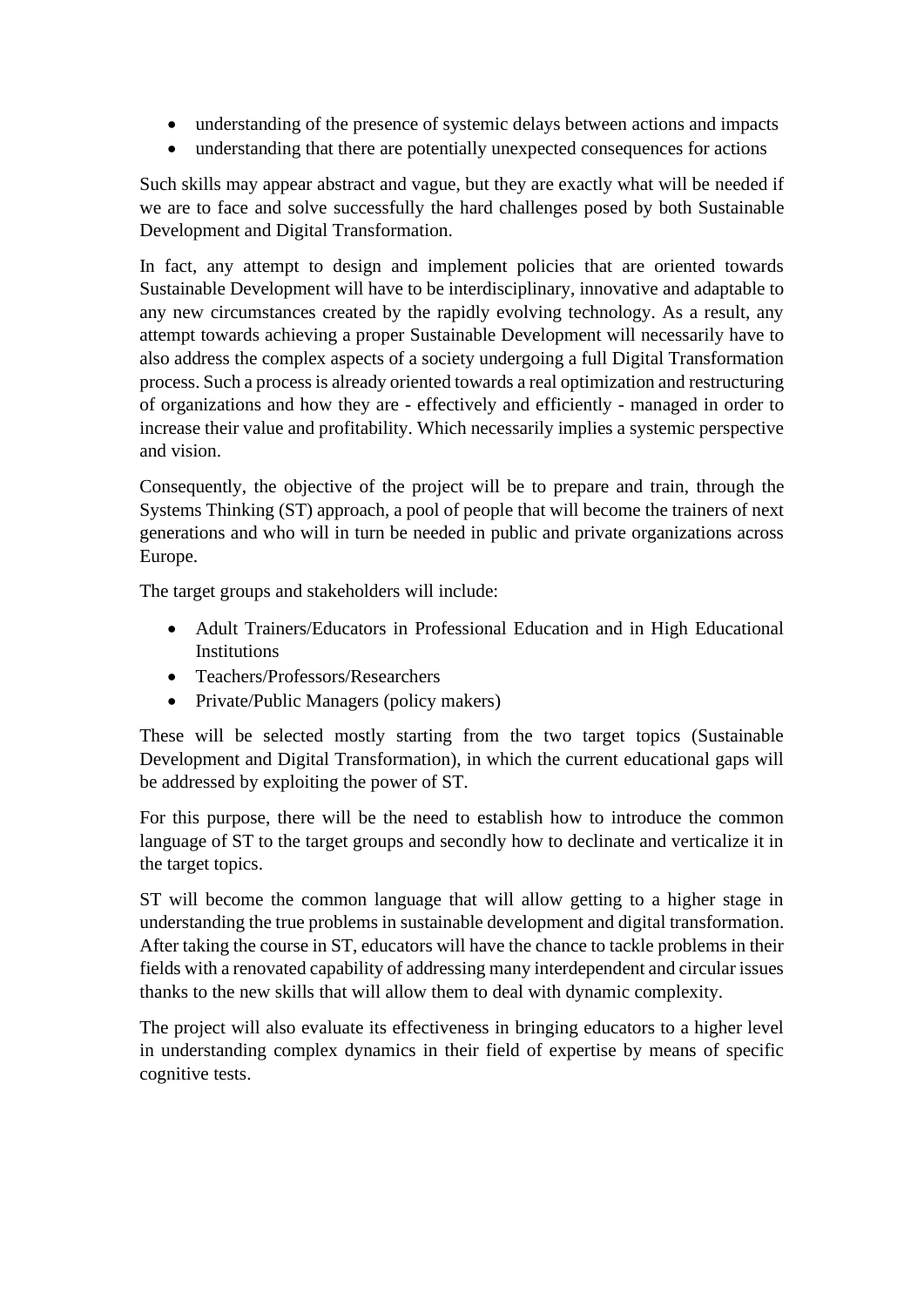- understanding of the presence of systemic delays between actions and impacts
- understanding that there are potentially unexpected consequences for actions

Such skills may appear abstract and vague, but they are exactly what will be needed if we are to face and solve successfully the hard challenges posed by both Sustainable Development and Digital Transformation.

In fact, any attempt to design and implement policies that are oriented towards Sustainable Development will have to be interdisciplinary, innovative and adaptable to any new circumstances created by the rapidly evolving technology. As a result, any attempt towards achieving a proper Sustainable Development will necessarily have to also address the complex aspects of a society undergoing a full Digital Transformation process. Such a process is already oriented towards a real optimization and restructuring of organizations and how they are - effectively and efficiently - managed in order to increase their value and profitability. Which necessarily implies a systemic perspective and vision.

Consequently, the objective of the project will be to prepare and train, through the Systems Thinking (ST) approach, a pool of people that will become the trainers of next generations and who will in turn be needed in public and private organizations across Europe.

The target groups and stakeholders will include:

- Adult Trainers/Educators in Professional Education and in High Educational Institutions
- Teachers/Professors/Researchers
- Private/Public Managers (policy makers)

These will be selected mostly starting from the two target topics (Sustainable Development and Digital Transformation), in which the current educational gaps will be addressed by exploiting the power of ST.

For this purpose, there will be the need to establish how to introduce the common language of ST to the target groups and secondly how to declinate and verticalize it in the target topics.

ST will become the common language that will allow getting to a higher stage in understanding the true problems in sustainable development and digital transformation. After taking the course in ST, educators will have the chance to tackle problems in their fields with a renovated capability of addressing many interdependent and circular issues thanks to the new skills that will allow them to deal with dynamic complexity.

The project will also evaluate its effectiveness in bringing educators to a higher level in understanding complex dynamics in their field of expertise by means of specific cognitive tests.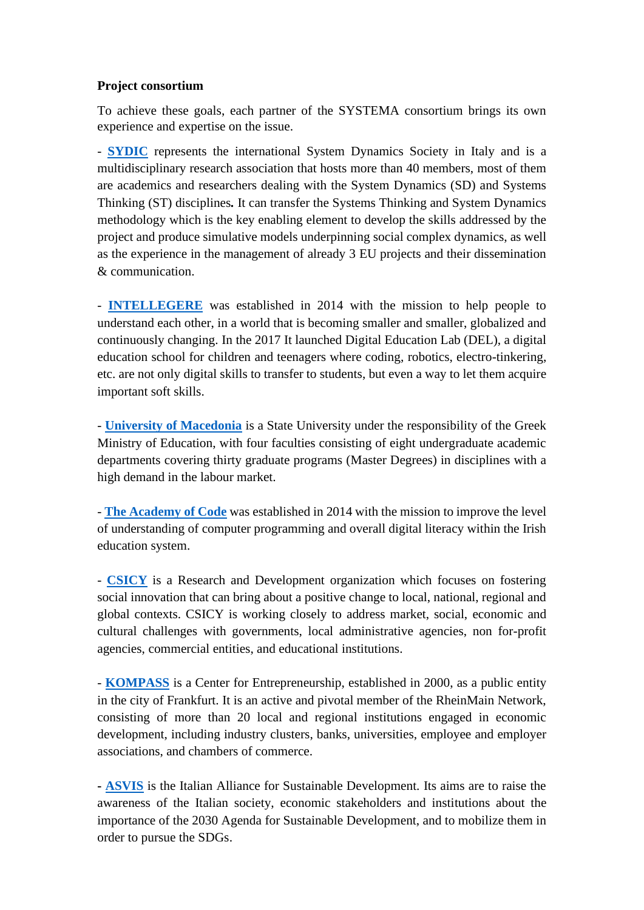**Project consortium**

To achieve these goals, each partner of the SYSTEMA consortium brings its own experience and expertise on the issue.

- **SYDIC** represents the international System Dynamics Society in Italy and is a multidisciplinary research association that hosts more than 40 members, most of them are academics and researchers dealing with the System Dynamics (SD) and Systems Thinking (ST) disciplines**.** It can transfer the Systems Thinking and System Dynamics methodology which is the key enabling element to develop the skills addressed by the project and produce simulative models underpinning social complex dynamics, as well as the experience in the management of already 3 EU projects and their dissemination & communication.

- **INTELLEGERE** was established in 2014 with the mission to help people to understand each other, in a world that is becoming smaller and smaller, globalized and continuously changing. In the 2017 It launched Digital Education Lab (DEL), a digital education school for children and teenagers where coding, robotics, electro-tinkering, etc. are not only digital skills to transfer to students, but even a way to let them acquire important soft skills.

- **University of Macedonia** is a State University under the responsibility of the Greek Ministry of Education, with four faculties consisting of eight undergraduate academic departments covering thirty graduate programs (Master Degrees) in disciplines with a high demand in the labour market.

- **The Academy of Code** was established in 2014 with the mission to improve the level of understanding of computer programming and overall digital literacy within the Irish education system.

- **CSICY** is a Research and Development organization which focuses on fostering social innovation that can bring about a positive change to local, national, regional and global contexts. CSICY is working closely to address market, social, economic and cultural challenges with governments, local administrative agencies, non for-profit agencies, commercial entities, and educational institutions.

- **KOMPASS** is a Center for Entrepreneurship, established in 2000, as a public entity in the city of Frankfurt. It is an active and pivotal member of the RheinMain Network, consisting of more than 20 local and regional institutions engaged in economic development, including industry clusters, banks, universities, employee and employer associations, and chambers of commerce.

- **ASVIS** is the Italian Alliance for Sustainable Development. Its aims are to raise the awareness of the Italian society, economic stakeholders and institutions about the importance of the 2030 Agenda for Sustainable Development, and to mobilize them in order to pursue the SDGs.